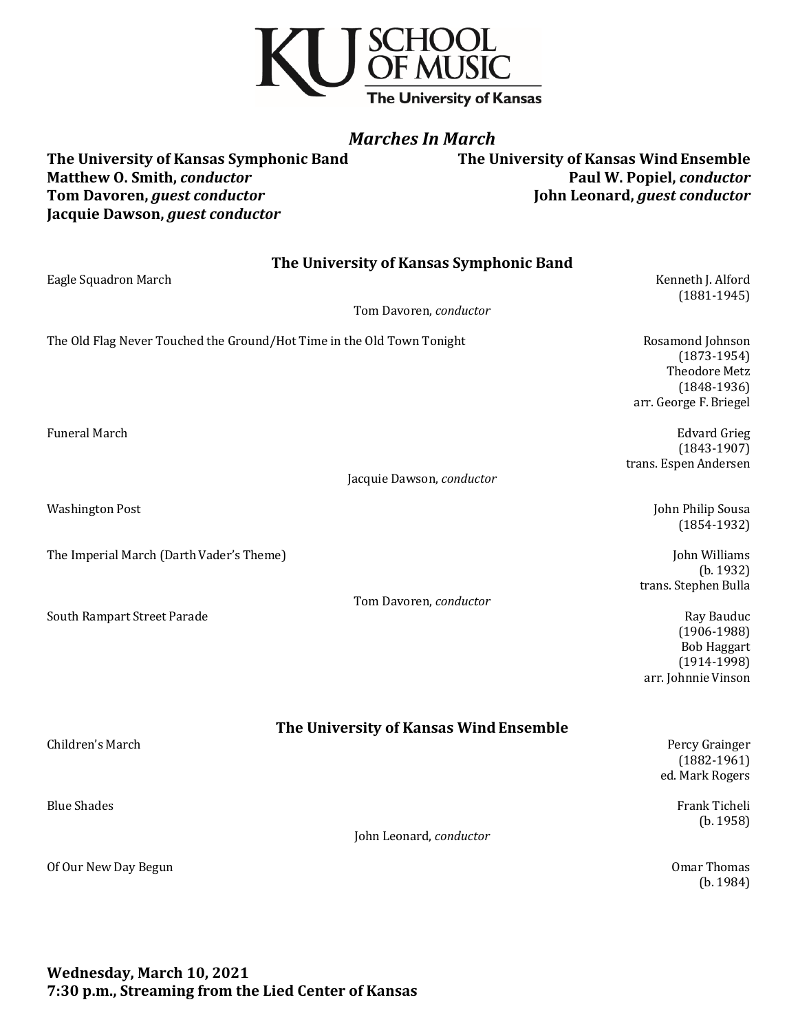KU SCHOOL OF MUSIC
The University of Kansas

# *Marches In March*

**The University of Kansas Symphonic Band**
**Matthew O. Smith, *conductor***
**Tom Davoren, *guest conductor***
**Jacquie Dawson, *guest conductor***

**The University of Kansas Wind Ensemble**
**Paul W. Popiel, *conductor***
**John Leonard, *guest conductor***

## The University of Kansas Symphonic Band

Eagle Squadron March — Kenneth J. Alford (1881-1945)

Tom Davoren, *conductor*

The Old Flag Never Touched the Ground/Hot Time in the Old Town Tonight — Rosamond Johnson (1873-1954), Theodore Metz (1848-1936), arr. George F. Briegel

Funeral March — Edvard Grieg (1843-1907), trans. Espen Andersen

Jacquie Dawson, *conductor*

Washington Post — John Philip Sousa (1854-1932)

The Imperial March (Darth Vader's Theme) — John Williams (b. 1932), trans. Stephen Bulla

Tom Davoren, *conductor*

South Rampart Street Parade — Ray Bauduc (1906-1988), Bob Haggart (1914-1998), arr. Johnnie Vinson

## The University of Kansas Wind Ensemble

Children's March — Percy Grainger (1882-1961), ed. Mark Rogers

Blue Shades — Frank Ticheli (b. 1958)

John Leonard, *conductor*

Of Our New Day Begun — Omar Thomas (b. 1984)

**Wednesday, March 10, 2021**
**7:30 p.m., Streaming from the Lied Center of Kansas**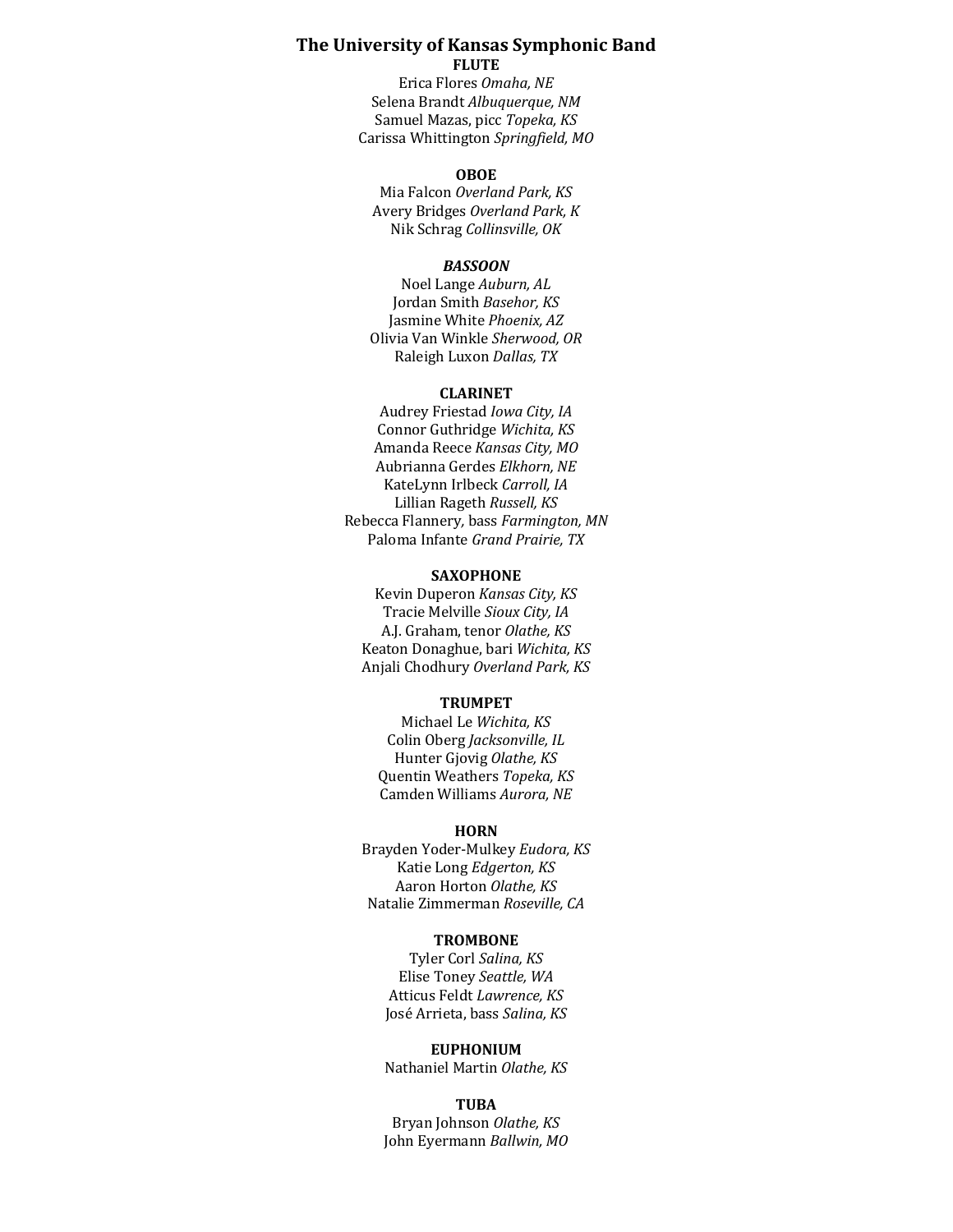## The University of Kansas Symphonic Band

**FLUTE**

Erica Flores *Omaha, NE*
Selena Brandt *Albuquerque, NM*
Samuel Mazas, picc *Topeka, KS*
Carissa Whittington *Springfield, MO*

**OBOE**

Mia Falcon *Overland Park, KS*
Avery Bridges *Overland Park, K*
Nik Schrag *Collinsville, OK*

***BASSOON***

Noel Lange *Auburn, AL*
Jordan Smith *Basehor, KS*
Jasmine White *Phoenix, AZ*
Olivia Van Winkle *Sherwood, OR*
Raleigh Luxon *Dallas, TX*

**CLARINET**

Audrey Friestad *Iowa City, IA*
Connor Guthridge *Wichita, KS*
Amanda Reece *Kansas City, MO*
Aubrianna Gerdes *Elkhorn, NE*
KateLynn Irlbeck *Carroll, IA*
Lillian Rageth *Russell, KS*
Rebecca Flannery, bass *Farmington, MN*
Paloma Infante *Grand Prairie, TX*

**SAXOPHONE**

Kevin Duperon *Kansas City, KS*
Tracie Melville *Sioux City, IA*
A.J. Graham, tenor *Olathe, KS*
Keaton Donaghue, bari *Wichita, KS*
Anjali Chodhury *Overland Park, KS*

**TRUMPET**

Michael Le *Wichita, KS*
Colin Oberg *Jacksonville, IL*
Hunter Gjovig *Olathe, KS*
Quentin Weathers *Topeka, KS*
Camden Williams *Aurora, NE*

**HORN**

Brayden Yoder-Mulkey *Eudora, KS*
Katie Long *Edgerton, KS*
Aaron Horton *Olathe, KS*
Natalie Zimmerman *Roseville, CA*

**TROMBONE**

Tyler Corl *Salina, KS*
Elise Toney *Seattle, WA*
Atticus Feldt *Lawrence, KS*
José Arrieta, bass *Salina, KS*

**EUPHONIUM**

Nathaniel Martin *Olathe, KS*

**TUBA**

Bryan Johnson *Olathe, KS*
John Eyermann *Ballwin, MO*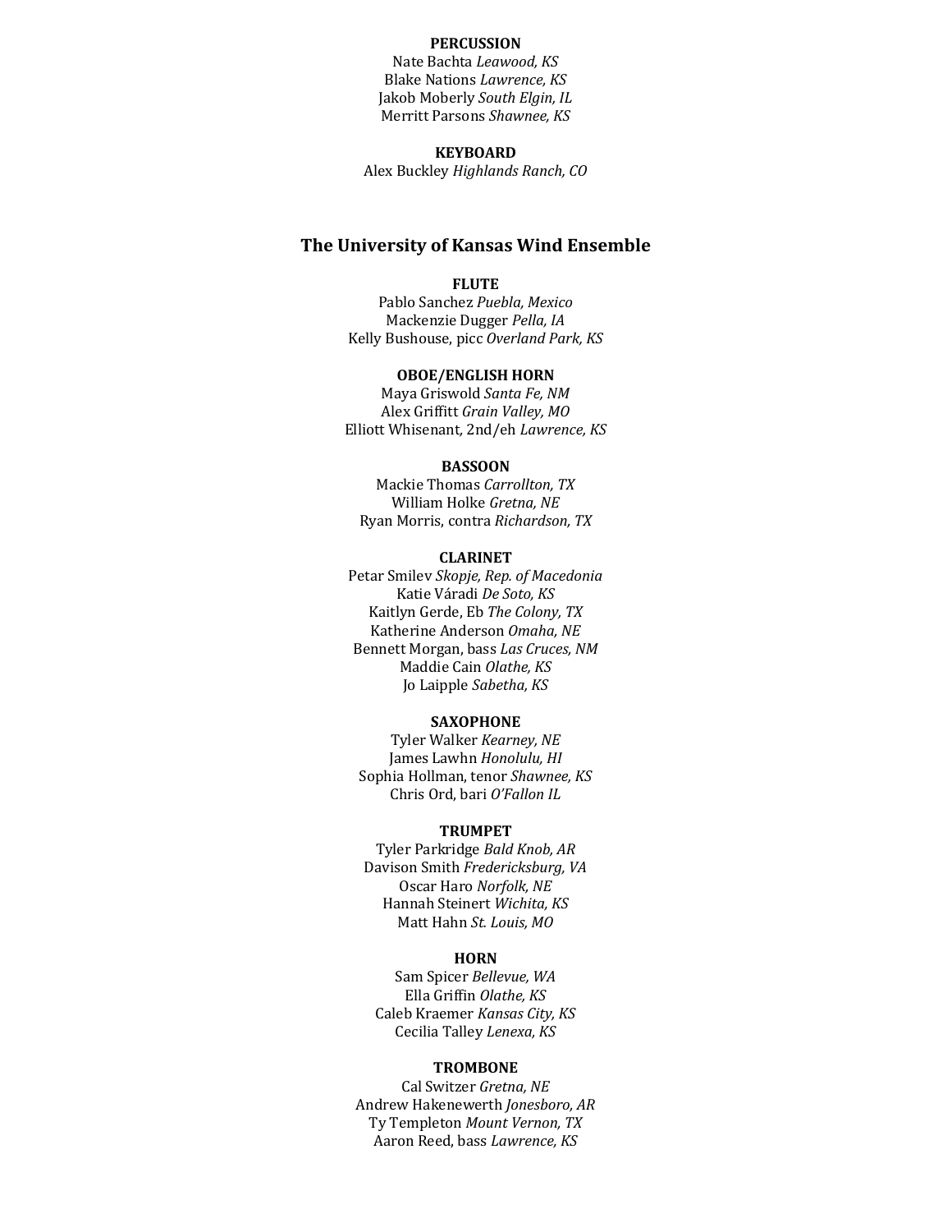**PERCUSSION**
Nate Bachta *Leawood, KS*
Blake Nations *Lawrence, KS*
Jakob Moberly *South Elgin, IL*
Merritt Parsons *Shawnee, KS*

**KEYBOARD**
Alex Buckley *Highlands Ranch, CO*

## The University of Kansas Wind Ensemble

**FLUTE**
Pablo Sanchez *Puebla, Mexico*
Mackenzie Dugger *Pella, IA*
Kelly Bushouse, picc *Overland Park, KS*

**OBOE/ENGLISH HORN**
Maya Griswold *Santa Fe, NM*
Alex Griffitt *Grain Valley, MO*
Elliott Whisenant, 2nd/eh *Lawrence, KS*

**BASSOON**
Mackie Thomas *Carrollton, TX*
William Holke *Gretna, NE*
Ryan Morris, contra *Richardson, TX*

**CLARINET**
Petar Smilev *Skopje, Rep. of Macedonia*
Katie Váradi *De Soto, KS*
Kaitlyn Gerde, Eb *The Colony, TX*
Katherine Anderson *Omaha, NE*
Bennett Morgan, bass *Las Cruces, NM*
Maddie Cain *Olathe, KS*
Jo Laipple *Sabetha, KS*

**SAXOPHONE**
Tyler Walker *Kearney, NE*
James Lawhn *Honolulu, HI*
Sophia Hollman, tenor *Shawnee, KS*
Chris Ord, bari *O'Fallon IL*

**TRUMPET**
Tyler Parkridge *Bald Knob, AR*
Davison Smith *Fredericksburg, VA*
Oscar Haro *Norfolk, NE*
Hannah Steinert *Wichita, KS*
Matt Hahn *St. Louis, MO*

**HORN**
Sam Spicer *Bellevue, WA*
Ella Griffin *Olathe, KS*
Caleb Kraemer *Kansas City, KS*
Cecilia Talley *Lenexa, KS*

**TROMBONE**
Cal Switzer *Gretna, NE*
Andrew Hakenewerth *Jonesboro, AR*
Ty Templeton *Mount Vernon, TX*
Aaron Reed, bass *Lawrence, KS*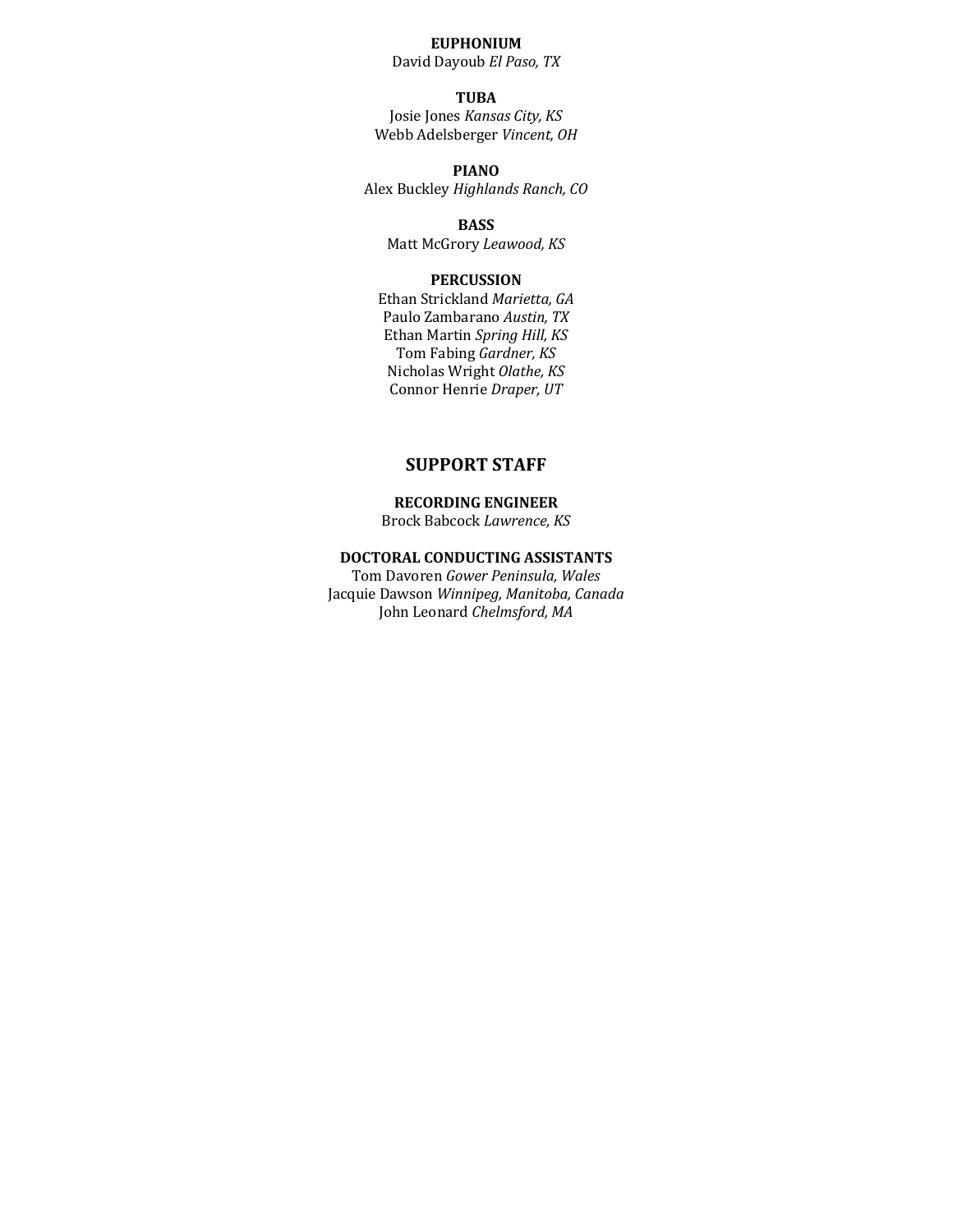**EUPHONIUM**
David Dayoub *El Paso, TX*

**TUBA**
Josie Jones *Kansas City, KS*
Webb Adelsberger *Vincent, OH*

**PIANO**
Alex Buckley *Highlands Ranch, CO*

**BASS**
Matt McGrory *Leawood, KS*

**PERCUSSION**
Ethan Strickland *Marietta, GA*
Paulo Zambarano *Austin, TX*
Ethan Martin *Spring Hill, KS*
Tom Fabing *Gardner, KS*
Nicholas Wright *Olathe, KS*
Connor Henrie *Draper, UT*

## SUPPORT STAFF

**RECORDING ENGINEER**
Brock Babcock *Lawrence, KS*

**DOCTORAL CONDUCTING ASSISTANTS**
Tom Davoren *Gower Peninsula, Wales*
Jacquie Dawson *Winnipeg, Manitoba, Canada*
John Leonard *Chelmsford, MA*